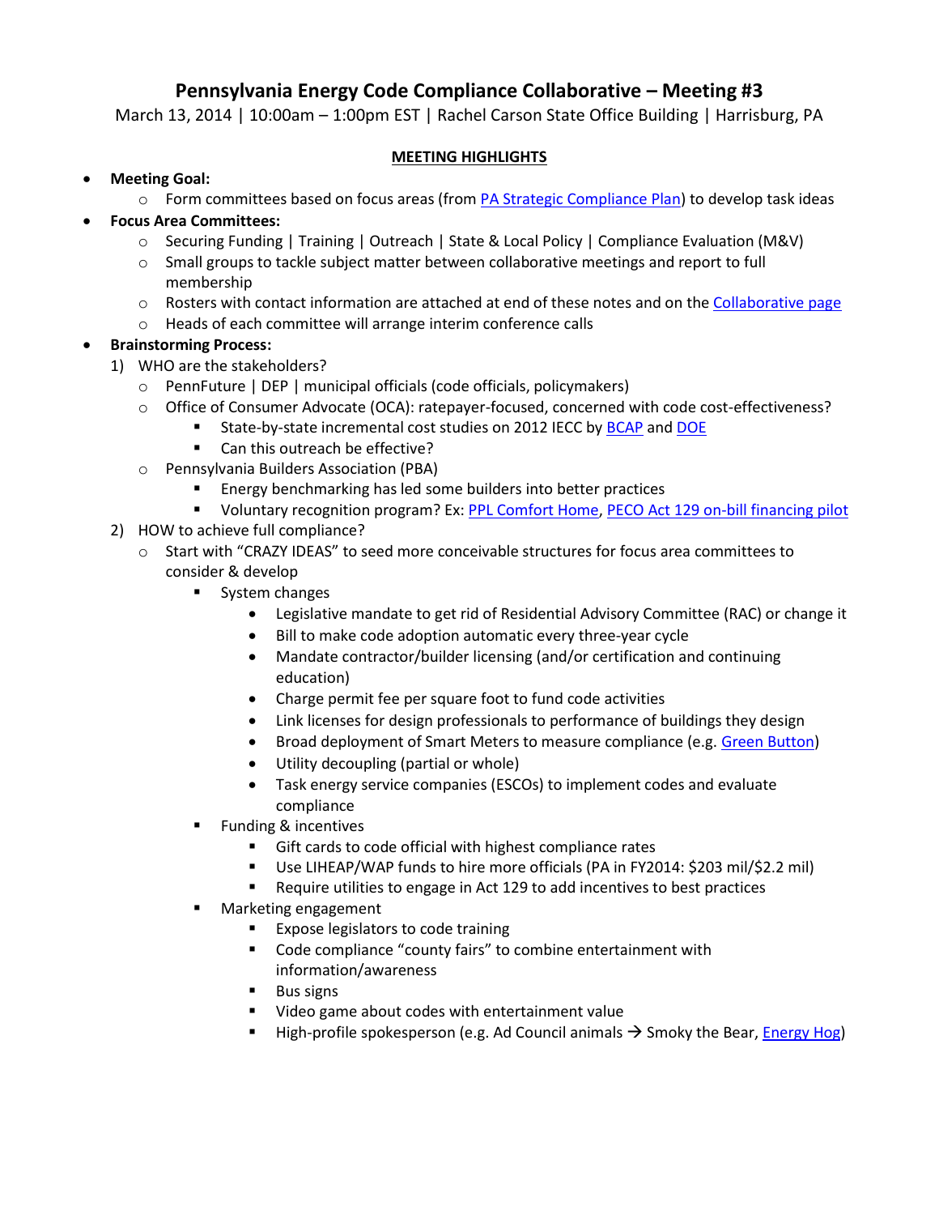# Pennsylvania Energy Code Compliance Collaborative – Meeting #3

March 13, 2014 | 10:00am – 1:00pm EST | Rachel Carson State Office Building | Harrisburg, PA

**MEETING HIGHLIGHTS**

- **Meeting Goal:**
  - Form committees based on focus areas (from PA Strategic Compliance Plan) to develop task ideas
- **Focus Area Committees:**
  - Securing Funding | Training | Outreach | State & Local Policy | Compliance Evaluation (M&V)
  - Small groups to tackle subject matter between collaborative meetings and report to full membership
  - Rosters with contact information are attached at end of these notes and on the Collaborative page
  - Heads of each committee will arrange interim conference calls
- **Brainstorming Process:**
  1) WHO are the stakeholders?
     - PennFuture | DEP | municipal officials (code officials, policymakers)
     - Office of Consumer Advocate (OCA): ratepayer-focused, concerned with code cost-effectiveness?
       - State-by-state incremental cost studies on 2012 IECC by BCAP and DOE
       - Can this outreach be effective?
     - Pennsylvania Builders Association (PBA)
       - Energy benchmarking has led some builders into better practices
       - Voluntary recognition program? Ex: PPL Comfort Home, PECO Act 129 on-bill financing pilot
  2) HOW to achieve full compliance?
     - Start with "CRAZY IDEAS" to seed more conceivable structures for focus area committees to consider & develop
       - System changes
         - Legislative mandate to get rid of Residential Advisory Committee (RAC) or change it
         - Bill to make code adoption automatic every three-year cycle
         - Mandate contractor/builder licensing (and/or certification and continuing education)
         - Charge permit fee per square foot to fund code activities
         - Link licenses for design professionals to performance of buildings they design
         - Broad deployment of Smart Meters to measure compliance (e.g. Green Button)
         - Utility decoupling (partial or whole)
         - Task energy service companies (ESCOs) to implement codes and evaluate compliance
       - Funding & incentives
         - Gift cards to code official with highest compliance rates
         - Use LIHEAP/WAP funds to hire more officials (PA in FY2014: $203 mil/$2.2 mil)
         - Require utilities to engage in Act 129 to add incentives to best practices
       - Marketing engagement
         - Expose legislators to code training
         - Code compliance "county fairs" to combine entertainment with information/awareness
         - Bus signs
         - Video game about codes with entertainment value
         - High-profile spokesperson (e.g. Ad Council animals → Smoky the Bear, Energy Hog)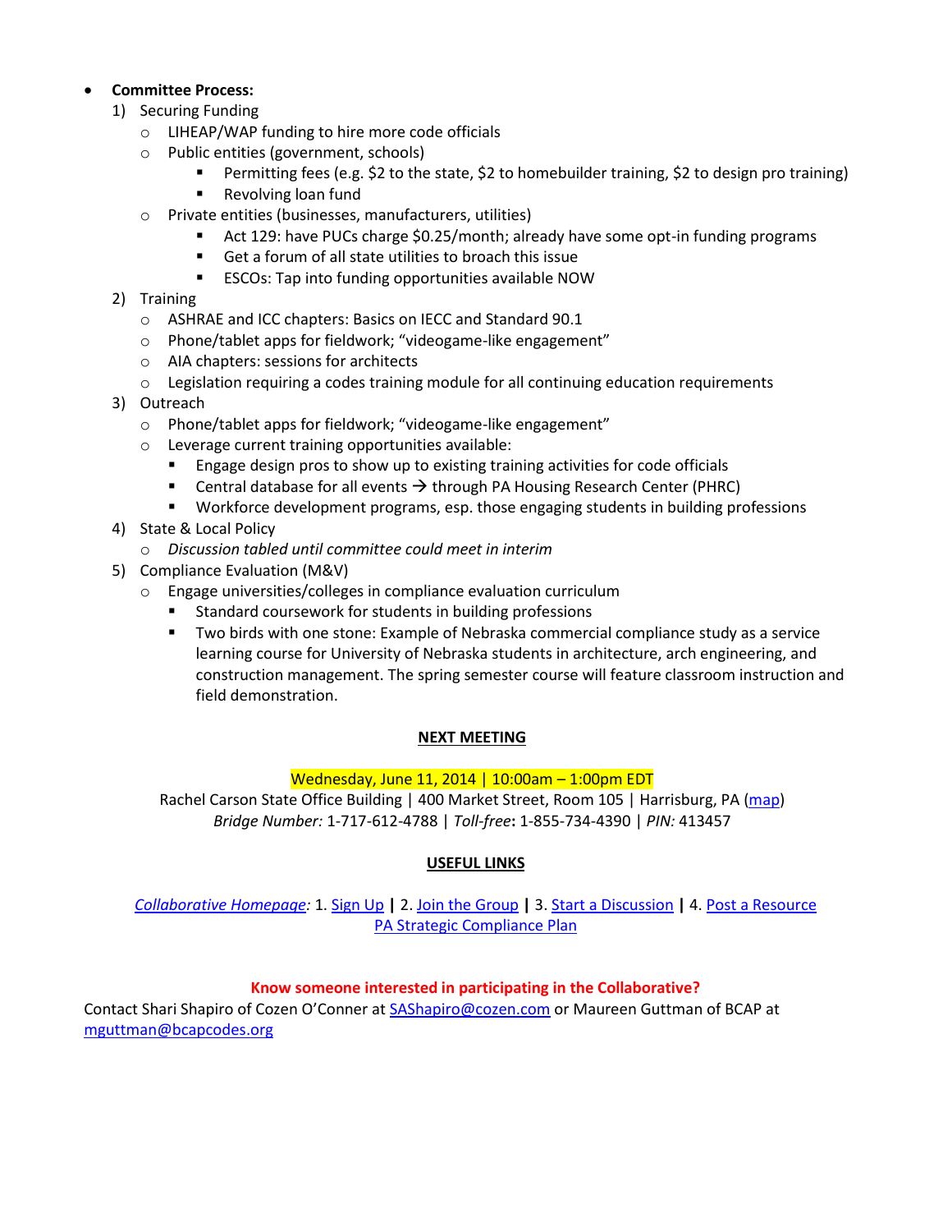- **Committee Process:**
  1) Securing Funding
     - LIHEAP/WAP funding to hire more code officials
     - Public entities (government, schools)
       - Permitting fees (e.g. $2 to the state, $2 to homebuilder training, $2 to design pro training)
       - Revolving loan fund
     - Private entities (businesses, manufacturers, utilities)
       - Act 129: have PUCs charge $0.25/month; already have some opt-in funding programs
       - Get a forum of all state utilities to broach this issue
       - ESCOs: Tap into funding opportunities available NOW
  2) Training
     - ASHRAE and ICC chapters: Basics on IECC and Standard 90.1
     - Phone/tablet apps for fieldwork; "videogame-like engagement"
     - AIA chapters: sessions for architects
     - Legislation requiring a codes training module for all continuing education requirements
  3) Outreach
     - Phone/tablet apps for fieldwork; "videogame-like engagement"
     - Leverage current training opportunities available:
       - Engage design pros to show up to existing training activities for code officials
       - Central database for all events → through PA Housing Research Center (PHRC)
       - Workforce development programs, esp. those engaging students in building professions
  4) State & Local Policy
     - *Discussion tabled until committee could meet in interim*
  5) Compliance Evaluation (M&V)
     - Engage universities/colleges in compliance evaluation curriculum
       - Standard coursework for students in building professions
       - Two birds with one stone: Example of Nebraska commercial compliance study as a service learning course for University of Nebraska students in architecture, arch engineering, and construction management. The spring semester course will feature classroom instruction and field demonstration.

**NEXT MEETING**

Wednesday, June 11, 2014 | 10:00am – 1:00pm EDT

Rachel Carson State Office Building | 400 Market Street, Room 105 | Harrisburg, PA (map)

*Bridge Number:* 1-717-612-4788 | *Toll-free*: 1-855-734-4390 | *PIN:* 413457

**USEFUL LINKS**

*Collaborative Homepage*: 1. Sign Up **|** 2. Join the Group **|** 3. Start a Discussion **|** 4. Post a Resource

PA Strategic Compliance Plan

**Know someone interested in participating in the Collaborative?**

Contact Shari Shapiro of Cozen O'Conner at SAShapiro@cozen.com or Maureen Guttman of BCAP at mguttman@bcapcodes.org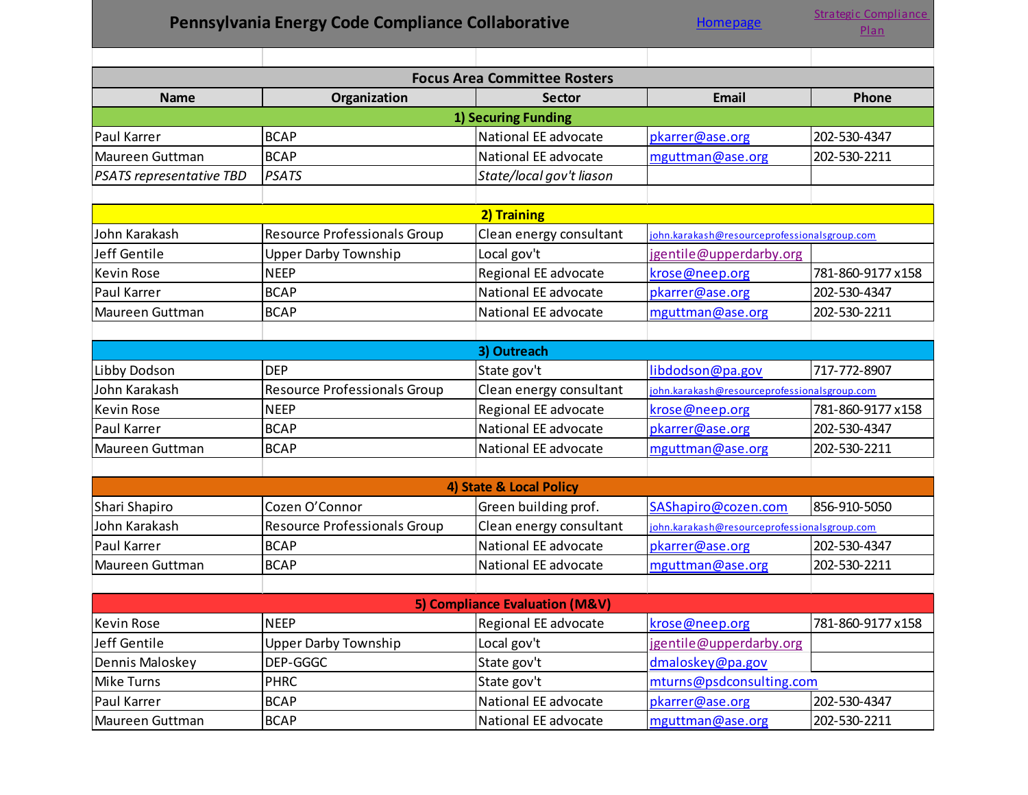# Pennsylvania Energy Code Compliance Collaborative

Homepage

Strategic Compliance Plan

## Focus Area Committee Rosters

| Name | Organization | Sector | Email | Phone |
|---|---|---|---|---|
| **1) Securing Funding** | | | | |
| Paul Karrer | BCAP | National EE advocate | pkarrer@ase.org | 202-530-4347 |
| Maureen Guttman | BCAP | National EE advocate | mguttman@ase.org | 202-530-2211 |
| *PSATS representative TBD* | *PSATS* | *State/local gov't liason* | | |
| **2) Training** | | | | |
| John Karakash | Resource Professionals Group | Clean energy consultant | john.karakash@resourceprofessionalsgroup.com | |
| Jeff Gentile | Upper Darby Township | Local gov't | jgentile@upperdarby.org | |
| Kevin Rose | NEEP | Regional EE advocate | krose@neep.org | 781-860-9177 x158 |
| Paul Karrer | BCAP | National EE advocate | pkarrer@ase.org | 202-530-4347 |
| Maureen Guttman | BCAP | National EE advocate | mguttman@ase.org | 202-530-2211 |
| **3) Outreach** | | | | |
| Libby Dodson | DEP | State gov't | libdodson@pa.gov | 717-772-8907 |
| John Karakash | Resource Professionals Group | Clean energy consultant | john.karakash@resourceprofessionalsgroup.com | |
| Kevin Rose | NEEP | Regional EE advocate | krose@neep.org | 781-860-9177 x158 |
| Paul Karrer | BCAP | National EE advocate | pkarrer@ase.org | 202-530-4347 |
| Maureen Guttman | BCAP | National EE advocate | mguttman@ase.org | 202-530-2211 |
| **4) State & Local Policy** | | | | |
| Shari Shapiro | Cozen O'Connor | Green building prof. | SAShapiro@cozen.com | 856-910-5050 |
| John Karakash | Resource Professionals Group | Clean energy consultant | john.karakash@resourceprofessionalsgroup.com | |
| Paul Karrer | BCAP | National EE advocate | pkarrer@ase.org | 202-530-4347 |
| Maureen Guttman | BCAP | National EE advocate | mguttman@ase.org | 202-530-2211 |
| **5) Compliance Evaluation (M&V)** | | | | |
| Kevin Rose | NEEP | Regional EE advocate | krose@neep.org | 781-860-9177 x158 |
| Jeff Gentile | Upper Darby Township | Local gov't | jgentile@upperdarby.org | |
| Dennis Maloskey | DEP-GGGC | State gov't | dmaloskey@pa.gov | |
| Mike Turns | PHRC | State gov't | mturns@psdconsulting.com | |
| Paul Karrer | BCAP | National EE advocate | pkarrer@ase.org | 202-530-4347 |
| Maureen Guttman | BCAP | National EE advocate | mguttman@ase.org | 202-530-2211 |